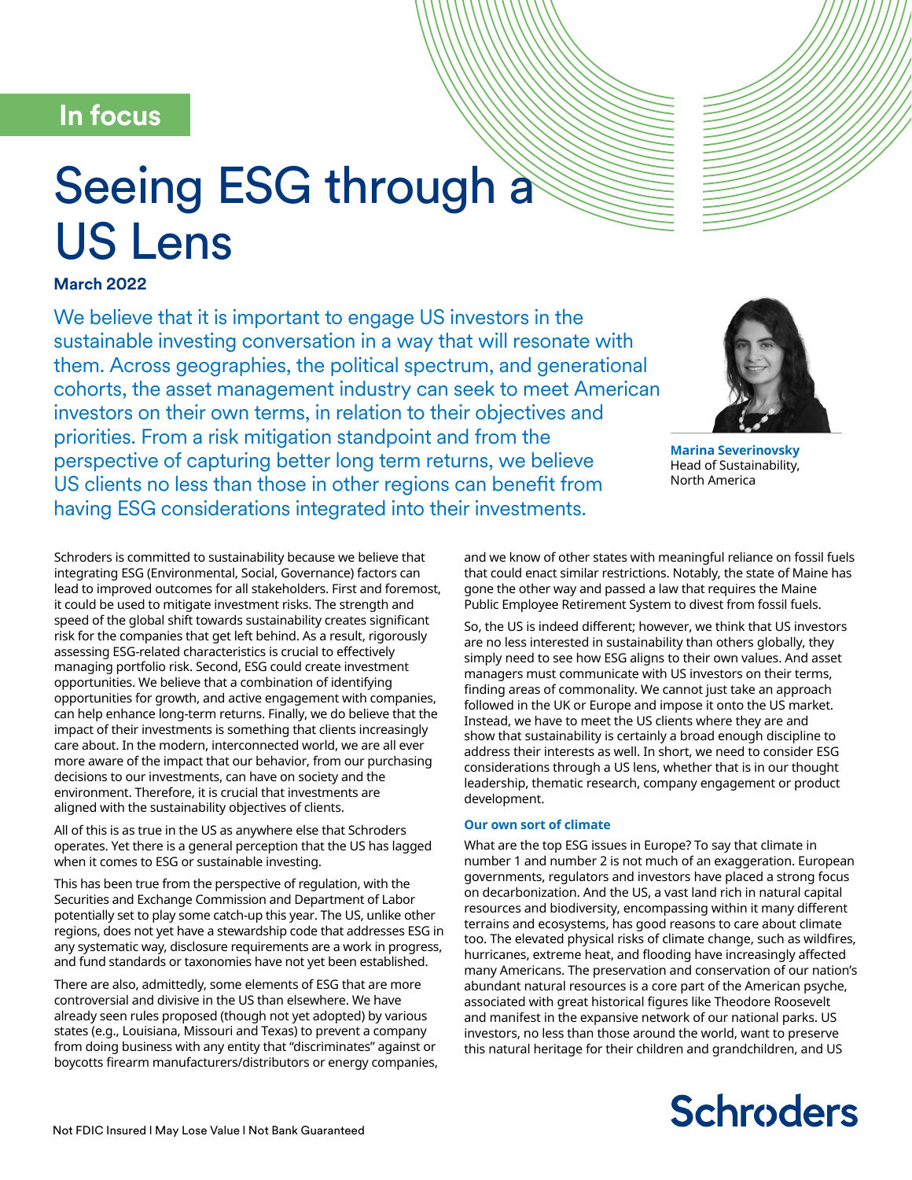In focus

# Seeing ESG through a US Lens

**March 2022**

We believe that it is important to engage US investors in the sustainable investing conversation in a way that will resonate with them. Across geographies, the political spectrum, and generational cohorts, the asset management industry can seek to meet American investors on their own terms, in relation to their objectives and priorities. From a risk mitigation standpoint and from the perspective of capturing better long term returns, we believe US clients no less than those in other regions can benefit from having ESG considerations integrated into their investments.

**Marina Severinovsky**
Head of Sustainability, North America

Schroders is committed to sustainability because we believe that integrating ESG (Environmental, Social, Governance) factors can lead to improved outcomes for all stakeholders. First and foremost, it could be used to mitigate investment risks. The strength and speed of the global shift towards sustainability creates significant risk for the companies that get left behind. As a result, rigorously assessing ESG-related characteristics is crucial to effectively managing portfolio risk. Second, ESG could create investment opportunities. We believe that a combination of identifying opportunities for growth, and active engagement with companies, can help enhance long-term returns. Finally, we do believe that the impact of their investments is something that clients increasingly care about. In the modern, interconnected world, we are all ever more aware of the impact that our behavior, from our purchasing decisions to our investments, can have on society and the environment. Therefore, it is crucial that investments are aligned with the sustainability objectives of clients.

All of this is as true in the US as anywhere else that Schroders operates. Yet there is a general perception that the US has lagged when it comes to ESG or sustainable investing.

This has been true from the perspective of regulation, with the Securities and Exchange Commission and Department of Labor potentially set to play some catch-up this year. The US, unlike other regions, does not yet have a stewardship code that addresses ESG in any systematic way, disclosure requirements are a work in progress, and fund standards or taxonomies have not yet been established.

There are also, admittedly, some elements of ESG that are more controversial and divisive in the US than elsewhere. We have already seen rules proposed (though not yet adopted) by various states (e.g., Louisiana, Missouri and Texas) to prevent a company from doing business with any entity that "discriminates" against or boycotts firearm manufacturers/distributors or energy companies, and we know of other states with meaningful reliance on fossil fuels that could enact similar restrictions. Notably, the state of Maine has gone the other way and passed a law that requires the Maine Public Employee Retirement System to divest from fossil fuels.

So, the US is indeed different; however, we think that US investors are no less interested in sustainability than others globally, they simply need to see how ESG aligns to their own values. And asset managers must communicate with US investors on their terms, finding areas of commonality. We cannot just take an approach followed in the UK or Europe and impose it onto the US market. Instead, we have to meet the US clients where they are and show that sustainability is certainly a broad enough discipline to address their interests as well. In short, we need to consider ESG considerations through a US lens, whether that is in our thought leadership, thematic research, company engagement or product development.

### Our own sort of climate

What are the top ESG issues in Europe? To say that climate in number 1 and number 2 is not much of an exaggeration. European governments, regulators and investors have placed a strong focus on decarbonization. And the US, a vast land rich in natural capital resources and biodiversity, encompassing within it many different terrains and ecosystems, has good reasons to care about climate too. The elevated physical risks of climate change, such as wildfires, hurricanes, extreme heat, and flooding have increasingly affected many Americans. The preservation and conservation of our nation's abundant natural resources is a core part of the American psyche, associated with great historical figures like Theodore Roosevelt and manifest in the expansive network of our national parks. US investors, no less than those around the world, want to preserve this natural heritage for their children and grandchildren, and US

Not FDIC Insured | May Lose Value | Not Bank Guaranteed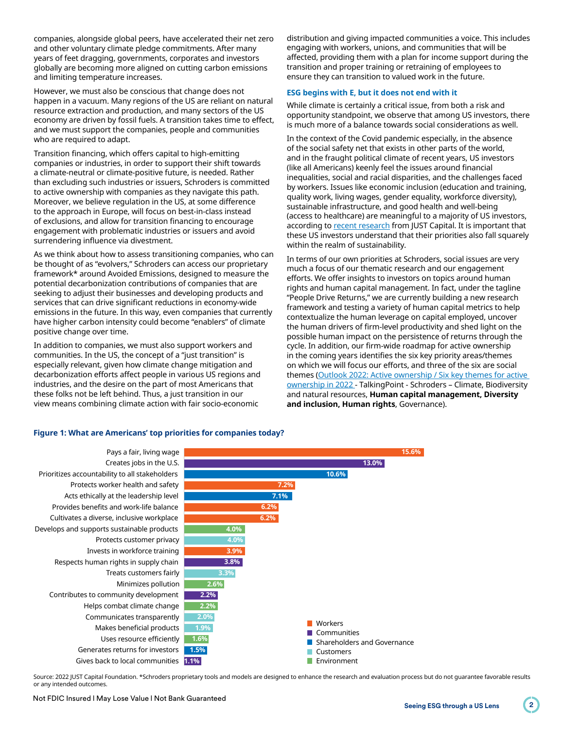companies, alongside global peers, have accelerated their net zero and other voluntary climate pledge commitments. After many years of feet dragging, governments, corporates and investors globally are becoming more aligned on cutting carbon emissions and limiting temperature increases.

However, we must also be conscious that change does not happen in a vacuum. Many regions of the US are reliant on natural resource extraction and production, and many sectors of the US economy are driven by fossil fuels. A transition takes time to effect, and we must support the companies, people and communities who are required to adapt.

Transition financing, which offers capital to high-emitting companies or industries, in order to support their shift towards a climate-neutral or climate-positive future, is needed. Rather than excluding such industries or issuers, Schroders is committed to active ownership with companies as they navigate this path. Moreover, we believe regulation in the US, at some difference to the approach in Europe, will focus on best-in-class instead of exclusions, and allow for transition financing to encourage engagement with problematic industries or issuers and avoid surrendering influence via divestment.

As we think about how to assess transitioning companies, who can be thought of as "evolvers," Schroders can access our proprietary framework* around Avoided Emissions, designed to measure the potential decarbonization contributions of companies that are seeking to adjust their businesses and developing products and services that can drive significant reductions in economy-wide emissions in the future. In this way, even companies that currently have higher carbon intensity could become "enablers" of climate positive change over time.

In addition to companies, we must also support workers and communities. In the US, the concept of a "just transition" is especially relevant, given how climate change mitigation and decarbonization efforts affect people in various US regions and industries, and the desire on the part of most Americans that these folks not be left behind. Thus, a just transition in our view means combining climate action with fair socio-economic distribution and giving impacted communities a voice. This includes engaging with workers, unions, and communities that will be affected, providing them with a plan for income support during the transition and proper training or retraining of employees to ensure they can transition to valued work in the future.

### ESG begins with E, but it does not end with it

While climate is certainly a critical issue, from both a risk and opportunity standpoint, we observe that among US investors, there is much more of a balance towards social considerations as well.

In the context of the Covid pandemic especially, in the absence of the social safety net that exists in other parts of the world, and in the fraught political climate of recent years, US investors (like all Americans) keenly feel the issues around financial inequalities, social and racial disparities, and the challenges faced by workers. Issues like economic inclusion (education and training, quality work, living wages, gender equality, workforce diversity), sustainable infrastructure, and good health and well-being (access to healthcare) are meaningful to a majority of US investors, according to recent research from JUST Capital. It is important that these US investors understand that their priorities also fall squarely within the realm of sustainability.

In terms of our own priorities at Schroders, social issues are very much a focus of our thematic research and our engagement efforts. We offer insights to investors on topics around human rights and human capital management. In fact, under the tagline "People Drive Returns," we are currently building a new research framework and testing a variety of human capital metrics to help contextualize the human leverage on capital employed, uncover the human drivers of firm-level productivity and shed light on the possible human impact on the persistence of returns through the cycle. In addition, our firm-wide roadmap for active ownership in the coming years identifies the six key priority areas/themes on which we will focus our efforts, and three of the six are social themes (Outlook 2022: Active ownership / Six key themes for active ownership in 2022 - TalkingPoint - Schroders – Climate, Biodiversity and natural resources, **Human capital management, Diversity and inclusion, Human rights**, Governance).

**Figure 1: What are Americans' top priorities for companies today?**

Pays a fair, living wage 15.6%
Creates jobs in the U.S. 13.0%
Prioritizes accountability to all stakeholders 10.6%
Protects worker health and safety 7.2%
Acts ethically at the leadership level 7.1%
Provides benefits and work-life balance 6.2%
Cultivates a diverse, inclusive workplace 6.2%
Develops and supports sustainable products 4.0%
Protects customer privacy 4.0%
Invests in workforce training 3.9%
Respects human rights in supply chain 3.8%
Treats customers fairly 3.3%
Minimizes pollution 2.6%
Contributes to community development 2.2%
Helps combat climate change 2.2%
Communicates transparently 2.0%
Makes beneficial products 1.9%
Uses resource efficiently 1.6%
Generates returns for investors 1.5%
Gives back to local communities 1.1%

Workers
Communities
Shareholders and Governance
Customers
Environment

Source: 2022 JUST Capital Foundation. *Schroders proprietary tools and models are designed to enhance the research and evaluation process but do not guarantee favorable results or any intended outcomes.

Not FDIC Insured | May Lose Value | Not Bank Guaranteed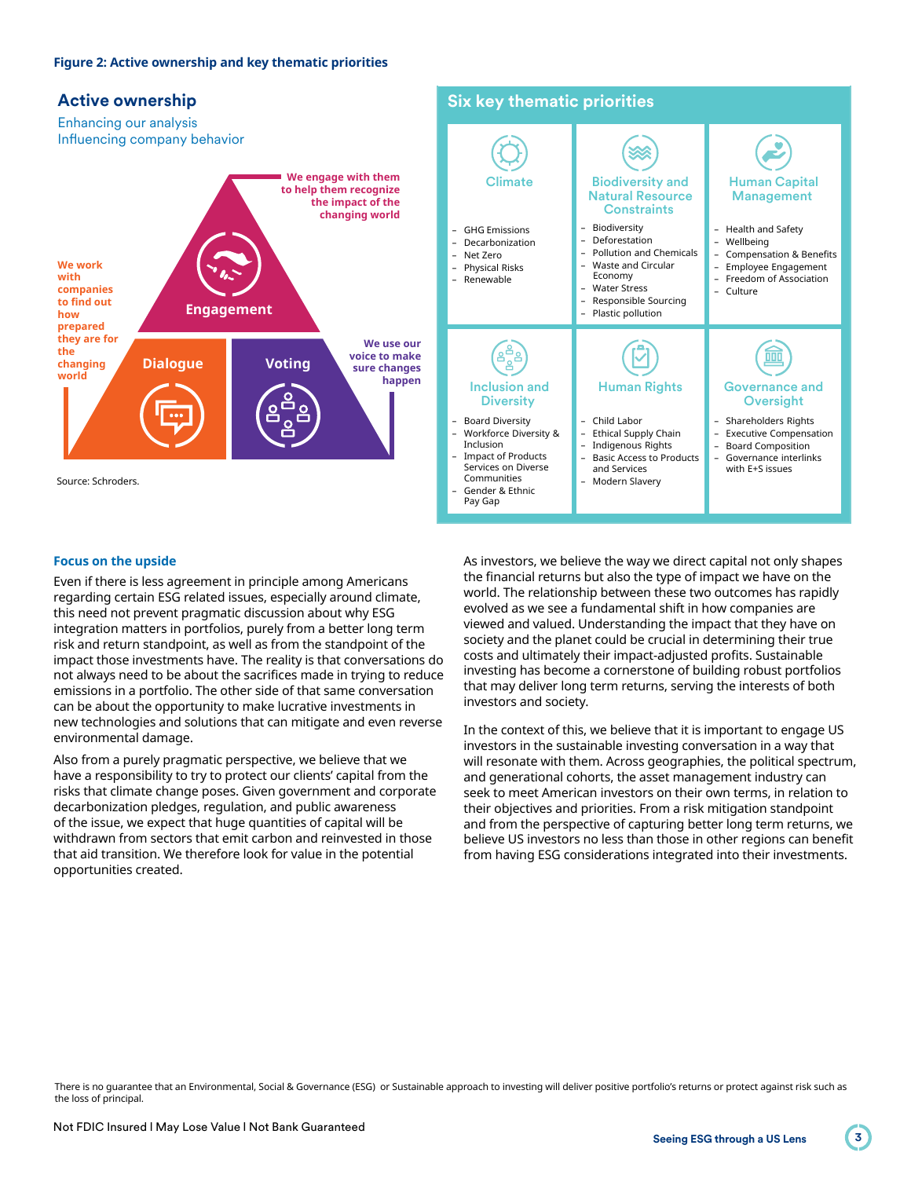**Figure 2: Active ownership and key thematic priorities**

## Active ownership

Enhancing our analysis
Influencing company behavior

We engage with them to help them recognize the impact of the changing world

Engagement

We work with companies to find out how prepared they are for the changing world

Dialogue

Voting

We use our voice to make sure changes happen

Source: Schroders.

## Six key thematic priorities

**Climate**
- GHG Emissions
- Decarbonization
- Net Zero
- Physical Risks
- Renewable

**Biodiversity and Natural Resource Constraints**
- Biodiversity
- Deforestation
- Pollution and Chemicals
- Waste and Circular Economy
- Water Stress
- Responsible Sourcing
- Plastic pollution

**Human Capital Management**
- Health and Safety
- Wellbeing
- Compensation & Benefits
- Employee Engagement
- Freedom of Association
- Culture

**Inclusion and Diversity**
- Board Diversity
- Workforce Diversity & Inclusion
- Impact of Products Services on Diverse Communities
- Gender & Ethnic Pay Gap

**Human Rights**
- Child Labor
- Ethical Supply Chain
- Indigenous Rights
- Basic Access to Products and Services
- Modern Slavery

**Governance and Oversight**
- Shareholders Rights
- Executive Compensation
- Board Composition
- Governance interlinks with E+S issues

### Focus on the upside

Even if there is less agreement in principle among Americans regarding certain ESG related issues, especially around climate, this need not prevent pragmatic discussion about why ESG integration matters in portfolios, purely from a better long term risk and return standpoint, as well as from the standpoint of the impact those investments have. The reality is that conversations do not always need to be about the sacrifices made in trying to reduce emissions in a portfolio. The other side of that same conversation can be about the opportunity to make lucrative investments in new technologies and solutions that can mitigate and even reverse environmental damage.

Also from a purely pragmatic perspective, we believe that we have a responsibility to try to protect our clients' capital from the risks that climate change poses. Given government and corporate decarbonization pledges, regulation, and public awareness of the issue, we expect that huge quantities of capital will be withdrawn from sectors that emit carbon and reinvested in those that aid transition. We therefore look for value in the potential opportunities created.

As investors, we believe the way we direct capital not only shapes the financial returns but also the type of impact we have on the world. The relationship between these two outcomes has rapidly evolved as we see a fundamental shift in how companies are viewed and valued. Understanding the impact that they have on society and the planet could be crucial in determining their true costs and ultimately their impact-adjusted profits. Sustainable investing has become a cornerstone of building robust portfolios that may deliver long term returns, serving the interests of both investors and society.

In the context of this, we believe that it is important to engage US investors in the sustainable investing conversation in a way that will resonate with them. Across geographies, the political spectrum, and generational cohorts, the asset management industry can seek to meet American investors on their own terms, in relation to their objectives and priorities. From a risk mitigation standpoint and from the perspective of capturing better long term returns, we believe US investors no less than those in other regions can benefit from having ESG considerations integrated into their investments.

There is no guarantee that an Environmental, Social & Governance (ESG) or Sustainable approach to investing will deliver positive portfolio's returns or protect against risk such as the loss of principal.

Not FDIC Insured | May Lose Value | Not Bank Guaranteed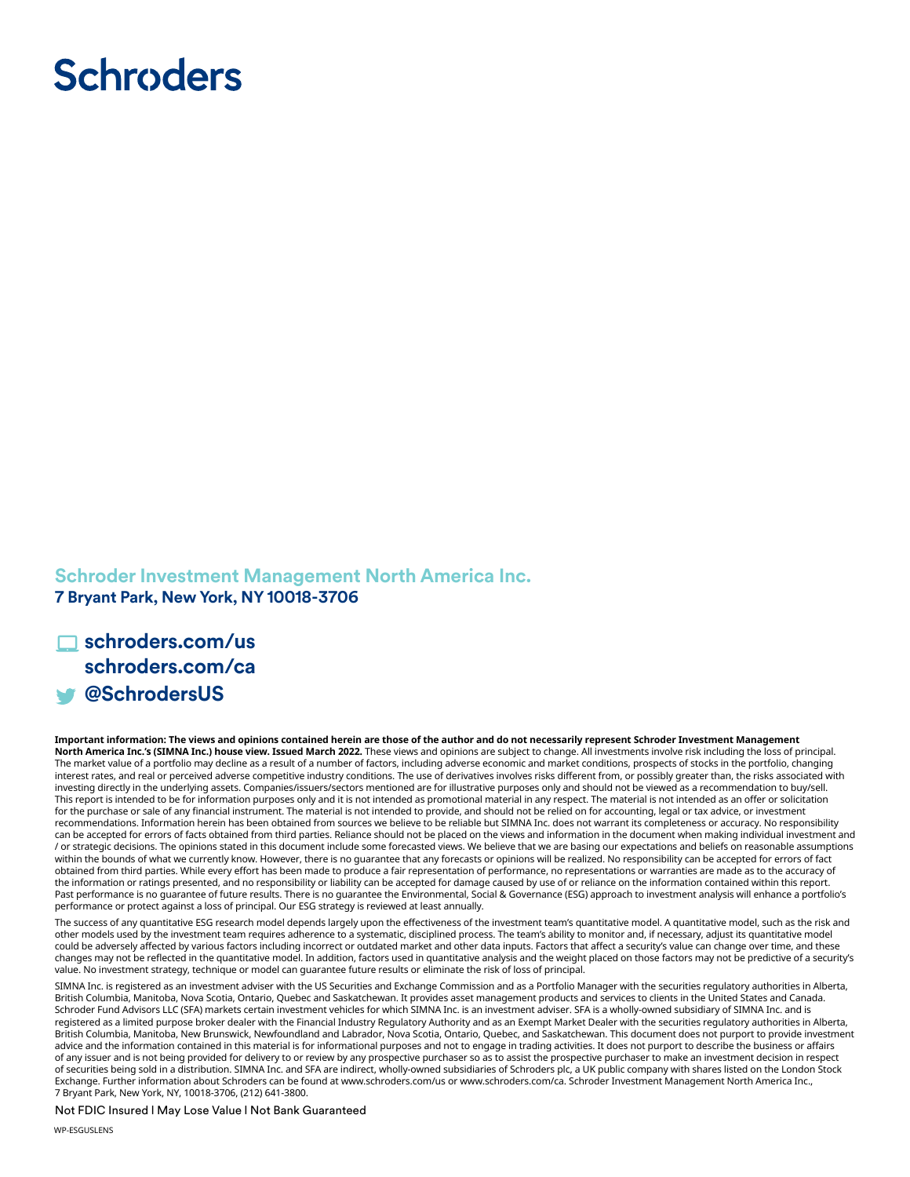# Schroders

**Schroder Investment Management North America Inc.**
**7 Bryant Park, New York, NY 10018-3706**

**schroders.com/us**
**schroders.com/ca**
**@SchrodersUS**

**Important information: The views and opinions contained herein are those of the author and do not necessarily represent Schroder Investment Management North America Inc.'s (SIMNA Inc.) house view. Issued March 2022.** These views and opinions are subject to change. All investments involve risk including the loss of principal. The market value of a portfolio may decline as a result of a number of factors, including adverse economic and market conditions, prospects of stocks in the portfolio, changing interest rates, and real or perceived adverse competitive industry conditions. The use of derivatives involves risks different from, or possibly greater than, the risks associated with investing directly in the underlying assets. Companies/issuers/sectors mentioned are for illustrative purposes only and should not be viewed as a recommendation to buy/sell. This report is intended to be for information purposes only and it is not intended as promotional material in any respect. The material is not intended as an offer or solicitation for the purchase or sale of any financial instrument. The material is not intended to provide, and should not be relied on for accounting, legal or tax advice, or investment recommendations. Information herein has been obtained from sources we believe to be reliable but SIMNA Inc. does not warrant its completeness or accuracy. No responsibility can be accepted for errors of facts obtained from third parties. Reliance should not be placed on the views and information in the document when making individual investment and / or strategic decisions. The opinions stated in this document include some forecasted views. We believe that we are basing our expectations and beliefs on reasonable assumptions within the bounds of what we currently know. However, there is no guarantee that any forecasts or opinions will be realized. No responsibility can be accepted for errors of fact obtained from third parties. While every effort has been made to produce a fair representation of performance, no representations or warranties are made as to the accuracy of the information or ratings presented, and no responsibility or liability can be accepted for damage caused by use of or reliance on the information contained within this report. Past performance is no guarantee of future results. There is no guarantee the Environmental, Social & Governance (ESG) approach to investment analysis will enhance a portfolio's performance or protect against a loss of principal. Our ESG strategy is reviewed at least annually.

The success of any quantitative ESG research model depends largely upon the effectiveness of the investment team's quantitative model. A quantitative model, such as the risk and other models used by the investment team requires adherence to a systematic, disciplined process. The team's ability to monitor and, if necessary, adjust its quantitative model could be adversely affected by various factors including incorrect or outdated market and other data inputs. Factors that affect a security's value can change over time, and these changes may not be reflected in the quantitative model. In addition, factors used in quantitative analysis and the weight placed on those factors may not be predictive of a security's value. No investment strategy, technique or model can guarantee future results or eliminate the risk of loss of principal.

SIMNA Inc. is registered as an investment adviser with the US Securities and Exchange Commission and as a Portfolio Manager with the securities regulatory authorities in Alberta, British Columbia, Manitoba, Nova Scotia, Ontario, Quebec and Saskatchewan. It provides asset management products and services to clients in the United States and Canada. Schroder Fund Advisors LLC (SFA) markets certain investment vehicles for which SIMNA Inc. is an investment adviser. SFA is a wholly-owned subsidiary of SIMNA Inc. and is registered as a limited purpose broker dealer with the Financial Industry Regulatory Authority and as an Exempt Market Dealer with the securities regulatory authorities in Alberta, British Columbia, Manitoba, New Brunswick, Newfoundland and Labrador, Nova Scotia, Ontario, Quebec, and Saskatchewan. This document does not purport to provide investment advice and the information contained in this material is for informational purposes and not to engage in trading activities. It does not purport to describe the business or affairs of any issuer and is not being provided for delivery to or review by any prospective purchaser so as to assist the prospective purchaser to make an investment decision in respect of securities being sold in a distribution. SIMNA Inc. and SFA are indirect, wholly-owned subsidiaries of Schroders plc, a UK public company with shares listed on the London Stock Exchange. Further information about Schroders can be found at www.schroders.com/us or www.schroders.com/ca. Schroder Investment Management North America Inc., 7 Bryant Park, New York, NY, 10018-3706, (212) 641-3800.

Not FDIC Insured | May Lose Value | Not Bank Guaranteed

WP-ESGUSLENS